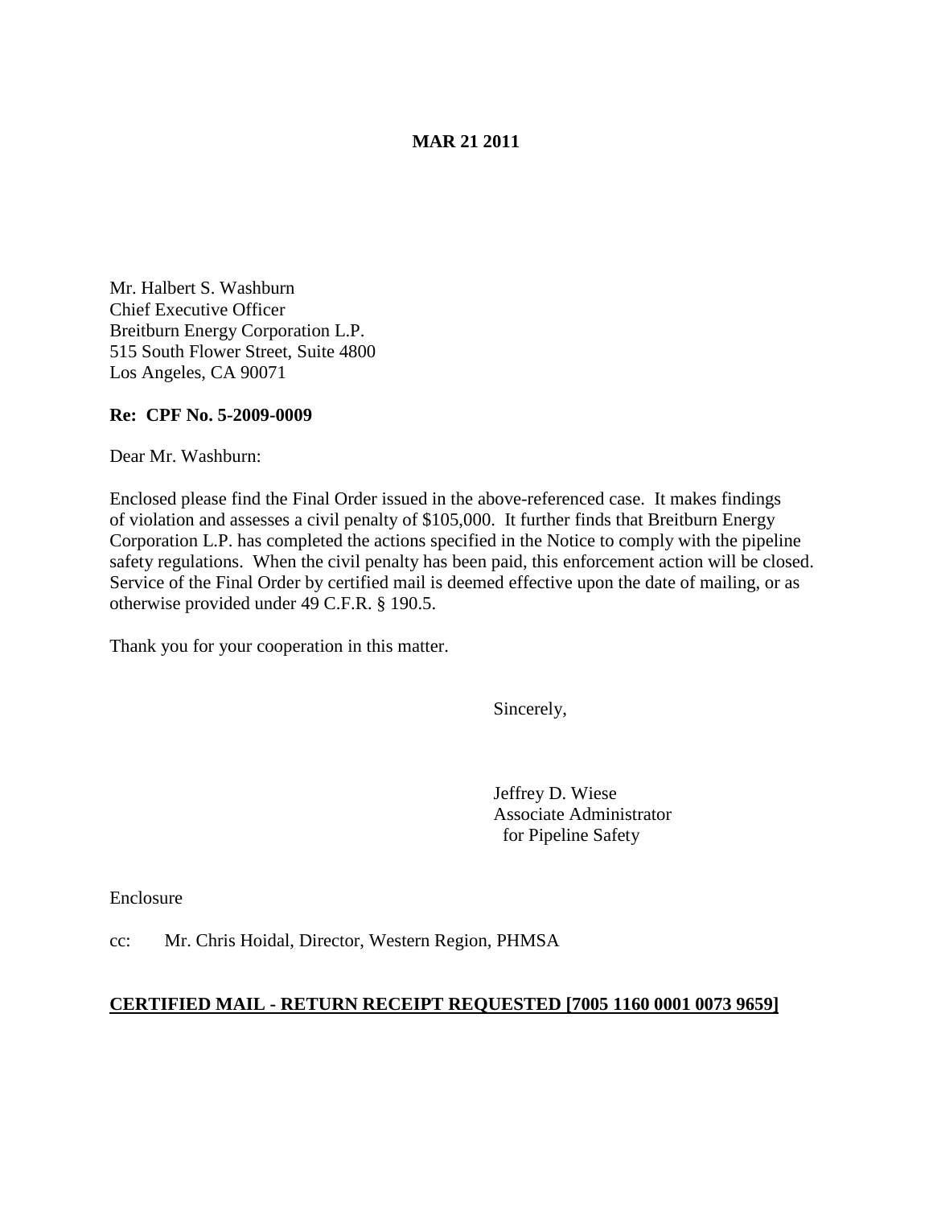**MAR 21 2011**

Mr. Halbert S. Washburn
Chief Executive Officer
Breitburn Energy Corporation L.P.
515 South Flower Street, Suite 4800
Los Angeles, CA 90071

**Re: CPF No. 5-2009-0009**

Dear Mr. Washburn:

Enclosed please find the Final Order issued in the above-referenced case. It makes findings of violation and assesses a civil penalty of $105,000. It further finds that Breitburn Energy Corporation L.P. has completed the actions specified in the Notice to comply with the pipeline safety regulations. When the civil penalty has been paid, this enforcement action will be closed. Service of the Final Order by certified mail is deemed effective upon the date of mailing, or as otherwise provided under 49 C.F.R. § 190.5.

Thank you for your cooperation in this matter.

Sincerely,

Jeffrey D. Wiese
Associate Administrator
for Pipeline Safety

Enclosure

cc: Mr. Chris Hoidal, Director, Western Region, PHMSA

**CERTIFIED MAIL - RETURN RECEIPT REQUESTED [7005 1160 0001 0073 9659]**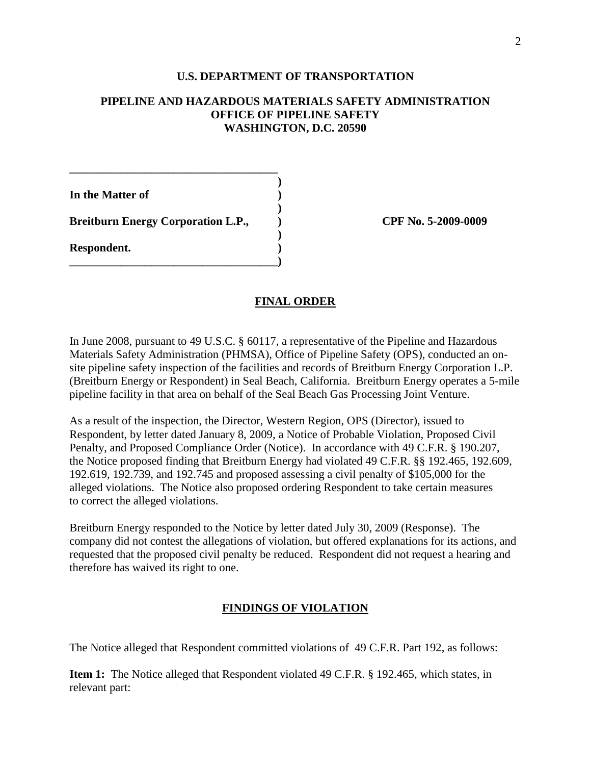**U.S. DEPARTMENT OF TRANSPORTATION**

**PIPELINE AND HAZARDOUS MATERIALS SAFETY ADMINISTRATION**
**OFFICE OF PIPELINE SAFETY**
**WASHINGTON, D.C. 20590**

| | | |
|---|---|---|
| **In the Matter of** | **)** | |
| **Breitburn Energy Corporation L.P.,** | **)** | **CPF No. 5-2009-0009** |
| **Respondent.** | **)** | |

## FINAL ORDER

In June 2008, pursuant to 49 U.S.C. § 60117, a representative of the Pipeline and Hazardous Materials Safety Administration (PHMSA), Office of Pipeline Safety (OPS), conducted an on-site pipeline safety inspection of the facilities and records of Breitburn Energy Corporation L.P. (Breitburn Energy or Respondent) in Seal Beach, California. Breitburn Energy operates a 5-mile pipeline facility in that area on behalf of the Seal Beach Gas Processing Joint Venture.

As a result of the inspection, the Director, Western Region, OPS (Director), issued to Respondent, by letter dated January 8, 2009, a Notice of Probable Violation, Proposed Civil Penalty, and Proposed Compliance Order (Notice). In accordance with 49 C.F.R. § 190.207, the Notice proposed finding that Breitburn Energy had violated 49 C.F.R. §§ 192.465, 192.609, 192.619, 192.739, and 192.745 and proposed assessing a civil penalty of $105,000 for the alleged violations. The Notice also proposed ordering Respondent to take certain measures to correct the alleged violations.

Breitburn Energy responded to the Notice by letter dated July 30, 2009 (Response). The company did not contest the allegations of violation, but offered explanations for its actions, and requested that the proposed civil penalty be reduced. Respondent did not request a hearing and therefore has waived its right to one.

## FINDINGS OF VIOLATION

The Notice alleged that Respondent committed violations of 49 C.F.R. Part 192, as follows:

**Item 1:** The Notice alleged that Respondent violated 49 C.F.R. § 192.465, which states, in relevant part: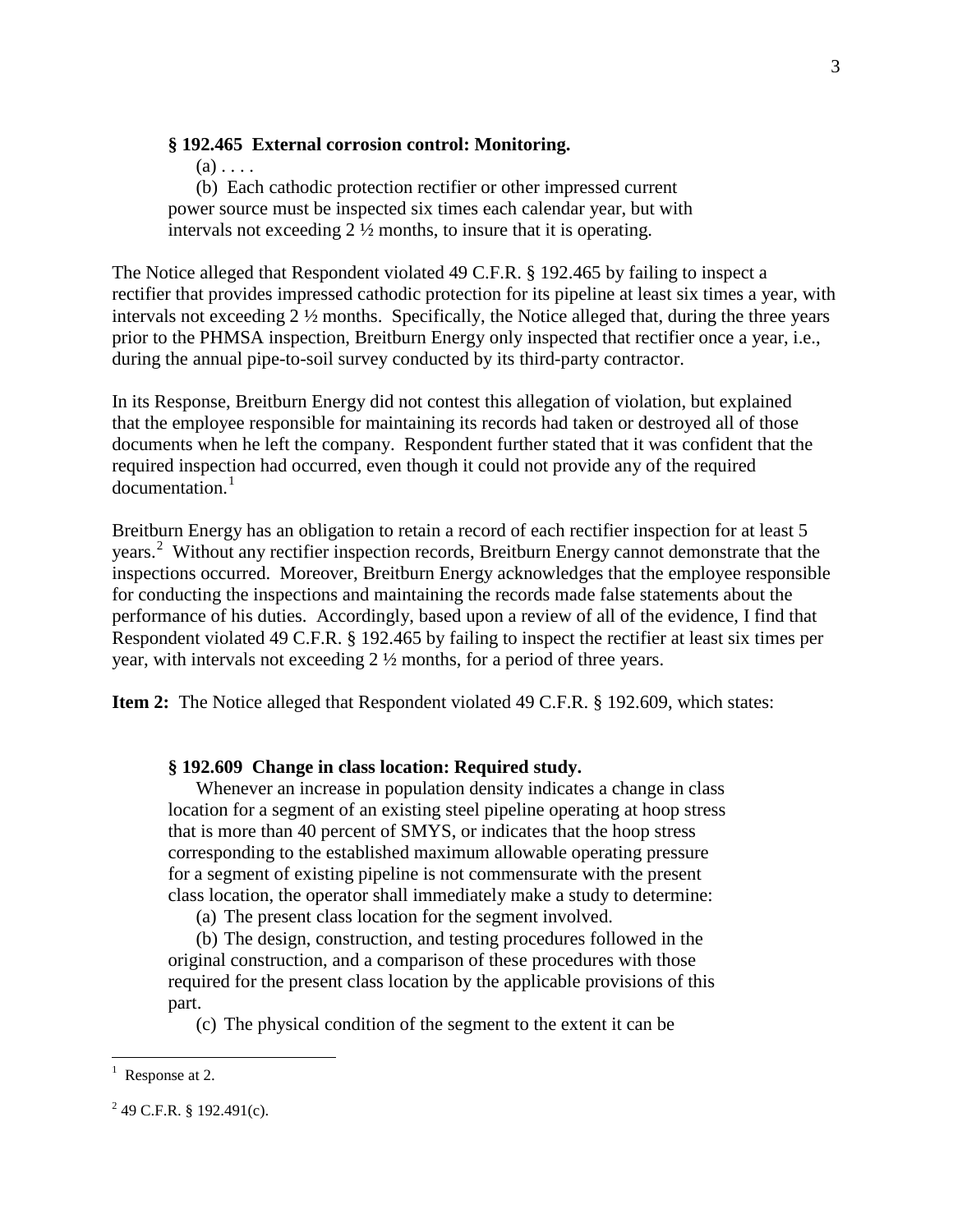**§ 192.465 External corrosion control: Monitoring.**

(a) . . . .

(b) Each cathodic protection rectifier or other impressed current power source must be inspected six times each calendar year, but with intervals not exceeding 2 ½ months, to insure that it is operating.

The Notice alleged that Respondent violated 49 C.F.R. § 192.465 by failing to inspect a rectifier that provides impressed cathodic protection for its pipeline at least six times a year, with intervals not exceeding 2 ½ months. Specifically, the Notice alleged that, during the three years prior to the PHMSA inspection, Breitburn Energy only inspected that rectifier once a year, i.e., during the annual pipe-to-soil survey conducted by its third-party contractor.

In its Response, Breitburn Energy did not contest this allegation of violation, but explained that the employee responsible for maintaining its records had taken or destroyed all of those documents when he left the company. Respondent further stated that it was confident that the required inspection had occurred, even though it could not provide any of the required documentation.[1]

Breitburn Energy has an obligation to retain a record of each rectifier inspection for at least 5 years.[2] Without any rectifier inspection records, Breitburn Energy cannot demonstrate that the inspections occurred. Moreover, Breitburn Energy acknowledges that the employee responsible for conducting the inspections and maintaining the records made false statements about the performance of his duties. Accordingly, based upon a review of all of the evidence, I find that Respondent violated 49 C.F.R. § 192.465 by failing to inspect the rectifier at least six times per year, with intervals not exceeding 2 ½ months, for a period of three years.

**Item 2:** The Notice alleged that Respondent violated 49 C.F.R. § 192.609, which states:

**§ 192.609 Change in class location: Required study.**

Whenever an increase in population density indicates a change in class location for a segment of an existing steel pipeline operating at hoop stress that is more than 40 percent of SMYS, or indicates that the hoop stress corresponding to the established maximum allowable operating pressure for a segment of existing pipeline is not commensurate with the present class location, the operator shall immediately make a study to determine:

(a) The present class location for the segment involved.

(b) The design, construction, and testing procedures followed in the original construction, and a comparison of these procedures with those required for the present class location by the applicable provisions of this part.

(c) The physical condition of the segment to the extent it can be

---

[1] Response at 2.

[2] 49 C.F.R. § 192.491(c).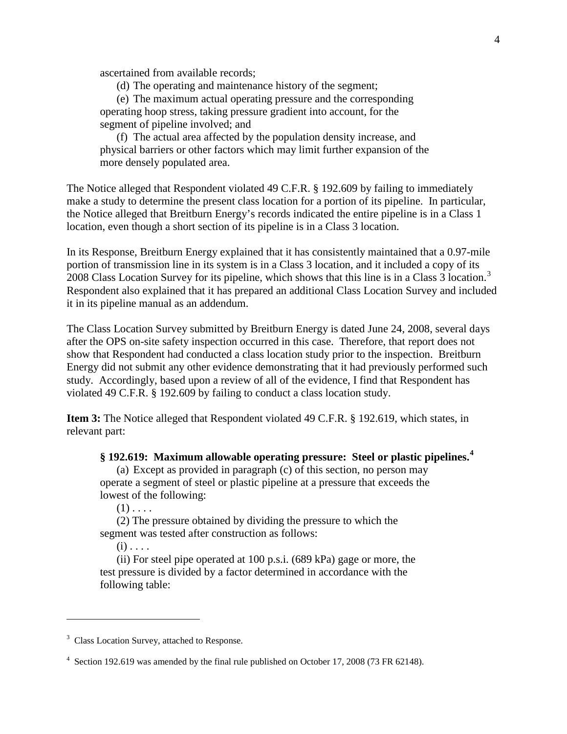ascertained from available records;

(d) The operating and maintenance history of the segment;

(e) The maximum actual operating pressure and the corresponding operating hoop stress, taking pressure gradient into account, for the segment of pipeline involved; and

(f) The actual area affected by the population density increase, and physical barriers or other factors which may limit further expansion of the more densely populated area.

The Notice alleged that Respondent violated 49 C.F.R. § 192.609 by failing to immediately make a study to determine the present class location for a portion of its pipeline. In particular, the Notice alleged that Breitburn Energy's records indicated the entire pipeline is in a Class 1 location, even though a short section of its pipeline is in a Class 3 location.

In its Response, Breitburn Energy explained that it has consistently maintained that a 0.97-mile portion of transmission line in its system is in a Class 3 location, and it included a copy of its 2008 Class Location Survey for its pipeline, which shows that this line is in a Class 3 location.[3] Respondent also explained that it has prepared an additional Class Location Survey and included it in its pipeline manual as an addendum.

The Class Location Survey submitted by Breitburn Energy is dated June 24, 2008, several days after the OPS on-site safety inspection occurred in this case. Therefore, that report does not show that Respondent had conducted a class location study prior to the inspection. Breitburn Energy did not submit any other evidence demonstrating that it had previously performed such study. Accordingly, based upon a review of all of the evidence, I find that Respondent has violated 49 C.F.R. § 192.609 by failing to conduct a class location study.

**Item 3:** The Notice alleged that Respondent violated 49 C.F.R. § 192.619, which states, in relevant part:

**§ 192.619: Maximum allowable operating pressure: Steel or plastic pipelines.**[4]

(a) Except as provided in paragraph (c) of this section, no person may operate a segment of steel or plastic pipeline at a pressure that exceeds the lowest of the following:

(1) . . . .

(2) The pressure obtained by dividing the pressure to which the segment was tested after construction as follows:

(i) . . . .

(ii) For steel pipe operated at 100 p.s.i. (689 kPa) gage or more, the test pressure is divided by a factor determined in accordance with the following table:

---

[3] Class Location Survey, attached to Response.

[4] Section 192.619 was amended by the final rule published on October 17, 2008 (73 FR 62148).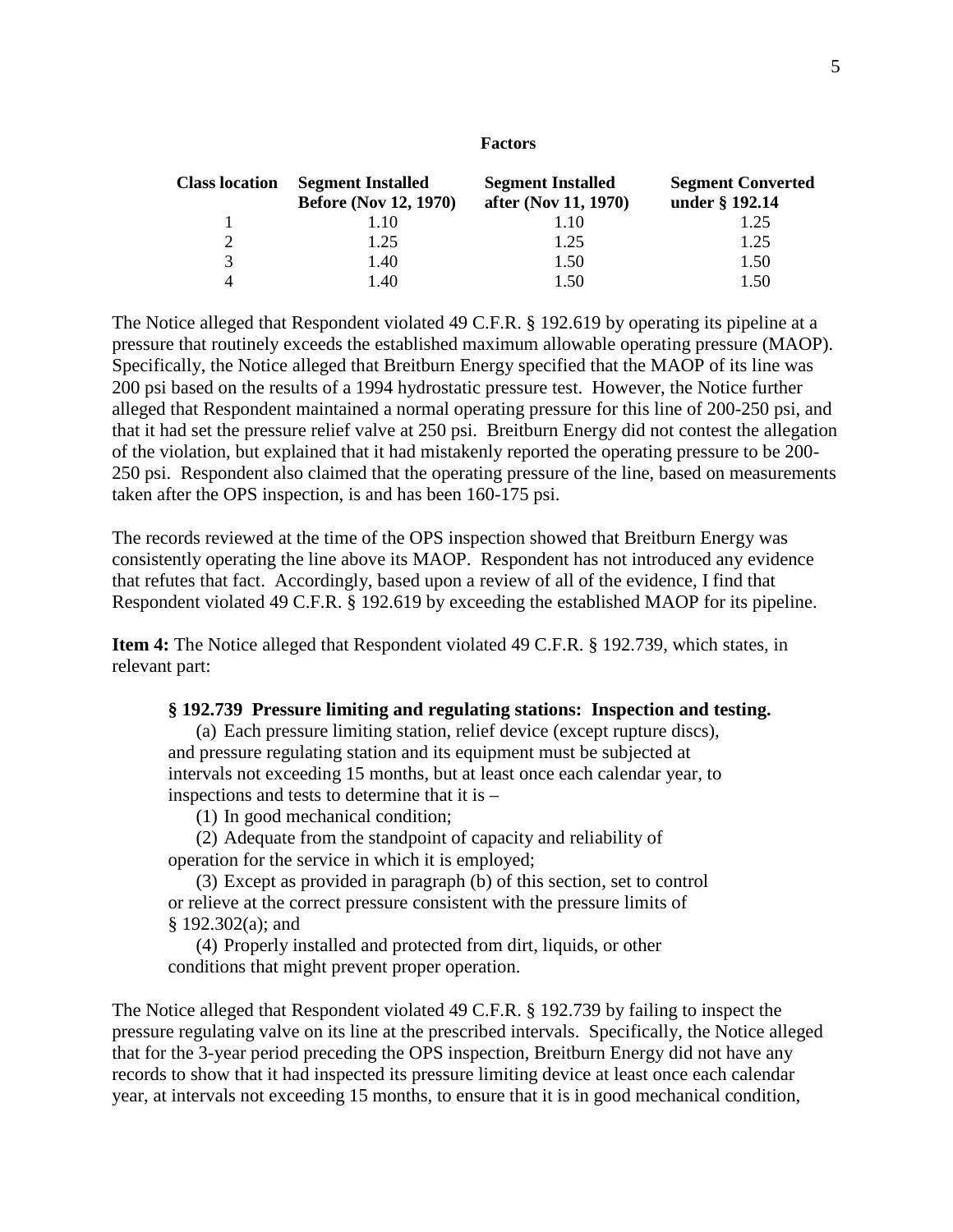**Factors**

| Class location | Segment Installed Before (Nov 12, 1970) | Segment Installed after (Nov 11, 1970) | Segment Converted under § 192.14 |
|---|---|---|---|
| 1 | 1.10 | 1.10 | 1.25 |
| 2 | 1.25 | 1.25 | 1.25 |
| 3 | 1.40 | 1.50 | 1.50 |
| 4 | 1.40 | 1.50 | 1.50 |

The Notice alleged that Respondent violated 49 C.F.R. § 192.619 by operating its pipeline at a pressure that routinely exceeds the established maximum allowable operating pressure (MAOP). Specifically, the Notice alleged that Breitburn Energy specified that the MAOP of its line was 200 psi based on the results of a 1994 hydrostatic pressure test. However, the Notice further alleged that Respondent maintained a normal operating pressure for this line of 200-250 psi, and that it had set the pressure relief valve at 250 psi. Breitburn Energy did not contest the allegation of the violation, but explained that it had mistakenly reported the operating pressure to be 200-250 psi. Respondent also claimed that the operating pressure of the line, based on measurements taken after the OPS inspection, is and has been 160-175 psi.

The records reviewed at the time of the OPS inspection showed that Breitburn Energy was consistently operating the line above its MAOP. Respondent has not introduced any evidence that refutes that fact. Accordingly, based upon a review of all of the evidence, I find that Respondent violated 49 C.F.R. § 192.619 by exceeding the established MAOP for its pipeline.

**Item 4:** The Notice alleged that Respondent violated 49 C.F.R. § 192.739, which states, in relevant part:

> **§ 192.739 Pressure limiting and regulating stations: Inspection and testing.**
>
> (a) Each pressure limiting station, relief device (except rupture discs), and pressure regulating station and its equipment must be subjected at intervals not exceeding 15 months, but at least once each calendar year, to inspections and tests to determine that it is –
>
> (1) In good mechanical condition;
>
> (2) Adequate from the standpoint of capacity and reliability of operation for the service in which it is employed;
>
> (3) Except as provided in paragraph (b) of this section, set to control or relieve at the correct pressure consistent with the pressure limits of § 192.302(a); and
>
> (4) Properly installed and protected from dirt, liquids, or other conditions that might prevent proper operation.

The Notice alleged that Respondent violated 49 C.F.R. § 192.739 by failing to inspect the pressure regulating valve on its line at the prescribed intervals. Specifically, the Notice alleged that for the 3-year period preceding the OPS inspection, Breitburn Energy did not have any records to show that it had inspected its pressure limiting device at least once each calendar year, at intervals not exceeding 15 months, to ensure that it is in good mechanical condition,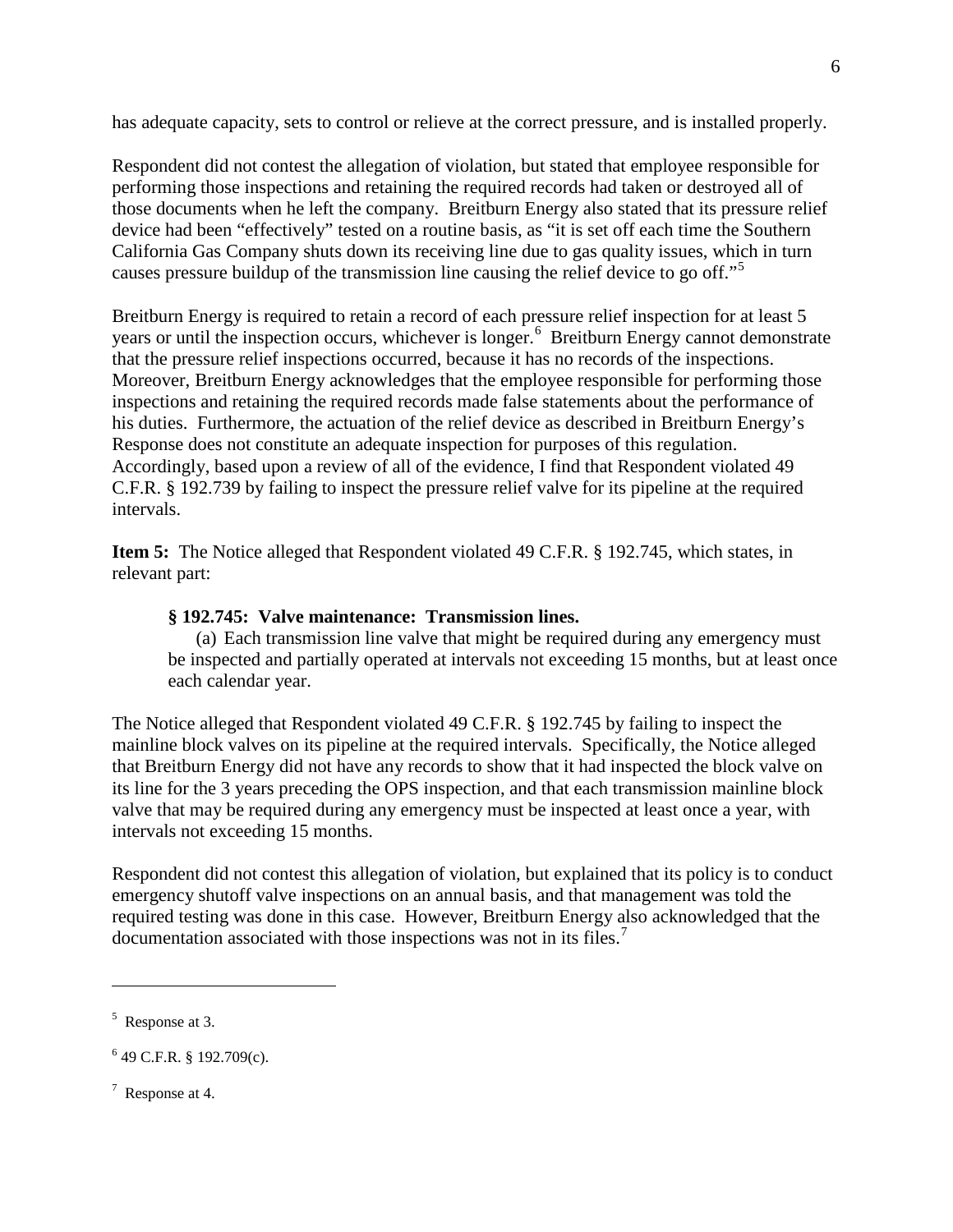has adequate capacity, sets to control or relieve at the correct pressure, and is installed properly.

Respondent did not contest the allegation of violation, but stated that employee responsible for performing those inspections and retaining the required records had taken or destroyed all of those documents when he left the company. Breitburn Energy also stated that its pressure relief device had been "effectively" tested on a routine basis, as "it is set off each time the Southern California Gas Company shuts down its receiving line due to gas quality issues, which in turn causes pressure buildup of the transmission line causing the relief device to go off."[5]

Breitburn Energy is required to retain a record of each pressure relief inspection for at least 5 years or until the inspection occurs, whichever is longer.[6] Breitburn Energy cannot demonstrate that the pressure relief inspections occurred, because it has no records of the inspections. Moreover, Breitburn Energy acknowledges that the employee responsible for performing those inspections and retaining the required records made false statements about the performance of his duties. Furthermore, the actuation of the relief device as described in Breitburn Energy's Response does not constitute an adequate inspection for purposes of this regulation. Accordingly, based upon a review of all of the evidence, I find that Respondent violated 49 C.F.R. § 192.739 by failing to inspect the pressure relief valve for its pipeline at the required intervals.

**Item 5:** The Notice alleged that Respondent violated 49 C.F.R. § 192.745, which states, in relevant part:

> **§ 192.745: Valve maintenance: Transmission lines.**
>
> (a) Each transmission line valve that might be required during any emergency must be inspected and partially operated at intervals not exceeding 15 months, but at least once each calendar year.

The Notice alleged that Respondent violated 49 C.F.R. § 192.745 by failing to inspect the mainline block valves on its pipeline at the required intervals. Specifically, the Notice alleged that Breitburn Energy did not have any records to show that it had inspected the block valve on its line for the 3 years preceding the OPS inspection, and that each transmission mainline block valve that may be required during any emergency must be inspected at least once a year, with intervals not exceeding 15 months.

Respondent did not contest this allegation of violation, but explained that its policy is to conduct emergency shutoff valve inspections on an annual basis, and that management was told the required testing was done in this case. However, Breitburn Energy also acknowledged that the documentation associated with those inspections was not in its files.[7]

---

[5] Response at 3.

[6] 49 C.F.R. § 192.709(c).

[7] Response at 4.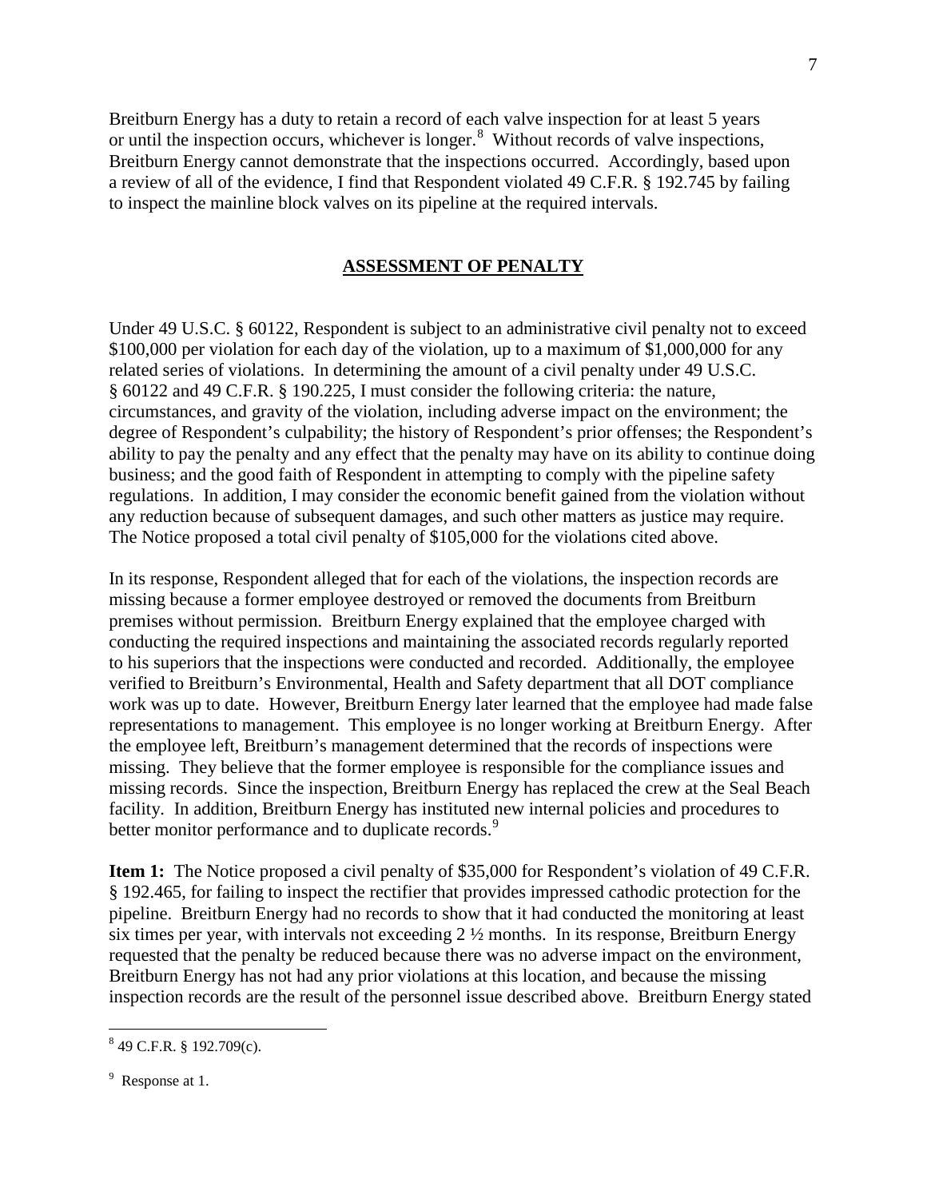Breitburn Energy has a duty to retain a record of each valve inspection for at least 5 years or until the inspection occurs, whichever is longer.[8] Without records of valve inspections, Breitburn Energy cannot demonstrate that the inspections occurred. Accordingly, based upon a review of all of the evidence, I find that Respondent violated 49 C.F.R. § 192.745 by failing to inspect the mainline block valves on its pipeline at the required intervals.

## ASSESSMENT OF PENALTY

Under 49 U.S.C. § 60122, Respondent is subject to an administrative civil penalty not to exceed $100,000 per violation for each day of the violation, up to a maximum of $1,000,000 for any related series of violations. In determining the amount of a civil penalty under 49 U.S.C. § 60122 and 49 C.F.R. § 190.225, I must consider the following criteria: the nature, circumstances, and gravity of the violation, including adverse impact on the environment; the degree of Respondent's culpability; the history of Respondent's prior offenses; the Respondent's ability to pay the penalty and any effect that the penalty may have on its ability to continue doing business; and the good faith of Respondent in attempting to comply with the pipeline safety regulations. In addition, I may consider the economic benefit gained from the violation without any reduction because of subsequent damages, and such other matters as justice may require. The Notice proposed a total civil penalty of $105,000 for the violations cited above.

In its response, Respondent alleged that for each of the violations, the inspection records are missing because a former employee destroyed or removed the documents from Breitburn premises without permission. Breitburn Energy explained that the employee charged with conducting the required inspections and maintaining the associated records regularly reported to his superiors that the inspections were conducted and recorded. Additionally, the employee verified to Breitburn's Environmental, Health and Safety department that all DOT compliance work was up to date. However, Breitburn Energy later learned that the employee had made false representations to management. This employee is no longer working at Breitburn Energy. After the employee left, Breitburn's management determined that the records of inspections were missing. They believe that the former employee is responsible for the compliance issues and missing records. Since the inspection, Breitburn Energy has replaced the crew at the Seal Beach facility. In addition, Breitburn Energy has instituted new internal policies and procedures to better monitor performance and to duplicate records.[9]

**Item 1:** The Notice proposed a civil penalty of $35,000 for Respondent's violation of 49 C.F.R. § 192.465, for failing to inspect the rectifier that provides impressed cathodic protection for the pipeline. Breitburn Energy had no records to show that it had conducted the monitoring at least six times per year, with intervals not exceeding 2 ½ months. In its response, Breitburn Energy requested that the penalty be reduced because there was no adverse impact on the environment, Breitburn Energy has not had any prior violations at this location, and because the missing inspection records are the result of the personnel issue described above. Breitburn Energy stated

---

[8] 49 C.F.R. § 192.709(c).

[9] Response at 1.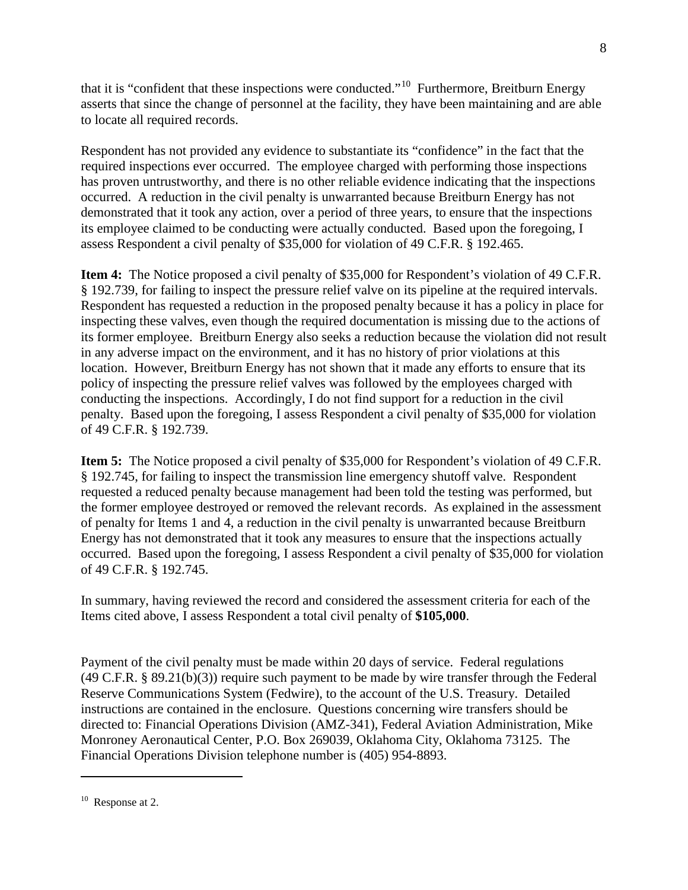that it is "confident that these inspections were conducted."[10] Furthermore, Breitburn Energy asserts that since the change of personnel at the facility, they have been maintaining and are able to locate all required records.

Respondent has not provided any evidence to substantiate its "confidence" in the fact that the required inspections ever occurred. The employee charged with performing those inspections has proven untrustworthy, and there is no other reliable evidence indicating that the inspections occurred. A reduction in the civil penalty is unwarranted because Breitburn Energy has not demonstrated that it took any action, over a period of three years, to ensure that the inspections its employee claimed to be conducting were actually conducted. Based upon the foregoing, I assess Respondent a civil penalty of $35,000 for violation of 49 C.F.R. § 192.465.

**Item 4:** The Notice proposed a civil penalty of $35,000 for Respondent's violation of 49 C.F.R. § 192.739, for failing to inspect the pressure relief valve on its pipeline at the required intervals. Respondent has requested a reduction in the proposed penalty because it has a policy in place for inspecting these valves, even though the required documentation is missing due to the actions of its former employee. Breitburn Energy also seeks a reduction because the violation did not result in any adverse impact on the environment, and it has no history of prior violations at this location. However, Breitburn Energy has not shown that it made any efforts to ensure that its policy of inspecting the pressure relief valves was followed by the employees charged with conducting the inspections. Accordingly, I do not find support for a reduction in the civil penalty. Based upon the foregoing, I assess Respondent a civil penalty of $35,000 for violation of 49 C.F.R. § 192.739.

**Item 5:** The Notice proposed a civil penalty of $35,000 for Respondent's violation of 49 C.F.R. § 192.745, for failing to inspect the transmission line emergency shutoff valve. Respondent requested a reduced penalty because management had been told the testing was performed, but the former employee destroyed or removed the relevant records. As explained in the assessment of penalty for Items 1 and 4, a reduction in the civil penalty is unwarranted because Breitburn Energy has not demonstrated that it took any measures to ensure that the inspections actually occurred. Based upon the foregoing, I assess Respondent a civil penalty of $35,000 for violation of 49 C.F.R. § 192.745.

In summary, having reviewed the record and considered the assessment criteria for each of the Items cited above, I assess Respondent a total civil penalty of **$105,000**.

Payment of the civil penalty must be made within 20 days of service. Federal regulations (49 C.F.R. § 89.21(b)(3)) require such payment to be made by wire transfer through the Federal Reserve Communications System (Fedwire), to the account of the U.S. Treasury. Detailed instructions are contained in the enclosure. Questions concerning wire transfers should be directed to: Financial Operations Division (AMZ-341), Federal Aviation Administration, Mike Monroney Aeronautical Center, P.O. Box 269039, Oklahoma City, Oklahoma 73125. The Financial Operations Division telephone number is (405) 954-8893.

---

[10] Response at 2.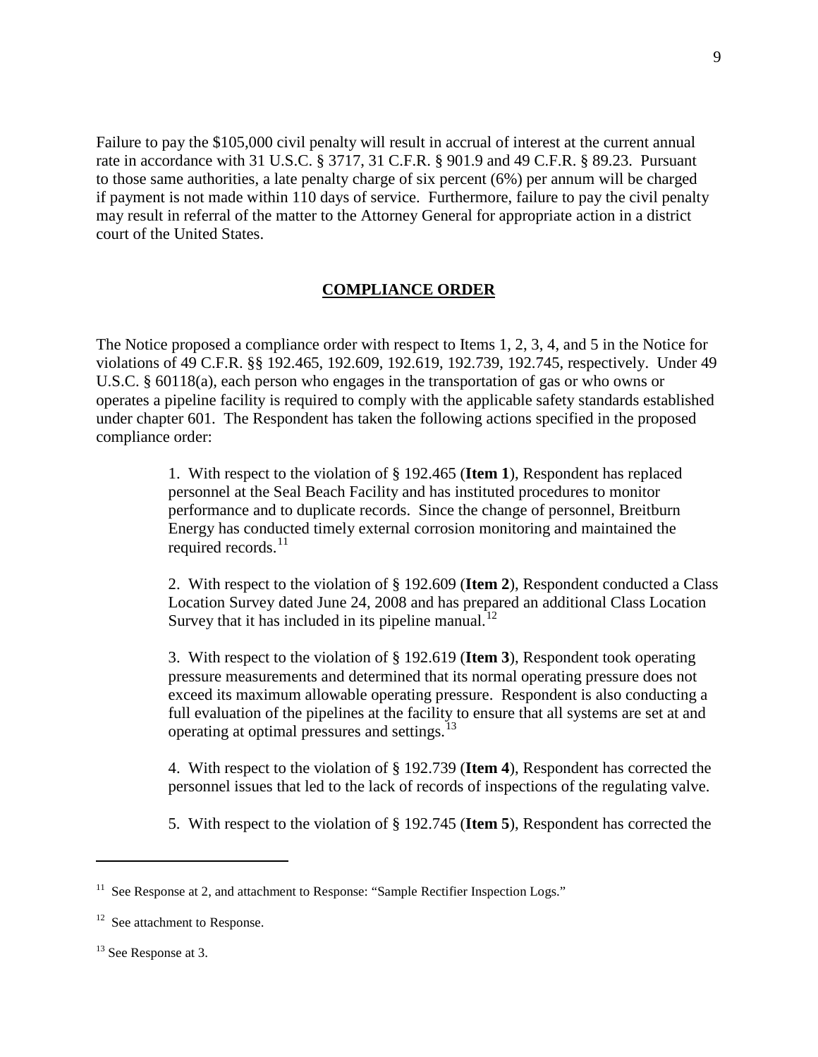Failure to pay the $105,000 civil penalty will result in accrual of interest at the current annual rate in accordance with 31 U.S.C. § 3717, 31 C.F.R. § 901.9 and 49 C.F.R. § 89.23. Pursuant to those same authorities, a late penalty charge of six percent (6%) per annum will be charged if payment is not made within 110 days of service. Furthermore, failure to pay the civil penalty may result in referral of the matter to the Attorney General for appropriate action in a district court of the United States.

## COMPLIANCE ORDER

The Notice proposed a compliance order with respect to Items 1, 2, 3, 4, and 5 in the Notice for violations of 49 C.F.R. §§ 192.465, 192.609, 192.619, 192.739, 192.745, respectively. Under 49 U.S.C. § 60118(a), each person who engages in the transportation of gas or who owns or operates a pipeline facility is required to comply with the applicable safety standards established under chapter 601. The Respondent has taken the following actions specified in the proposed compliance order:

> 1. With respect to the violation of § 192.465 (**Item 1**), Respondent has replaced personnel at the Seal Beach Facility and has instituted procedures to monitor performance and to duplicate records. Since the change of personnel, Breitburn Energy has conducted timely external corrosion monitoring and maintained the required records.[11]
>
> 2. With respect to the violation of § 192.609 (**Item 2**), Respondent conducted a Class Location Survey dated June 24, 2008 and has prepared an additional Class Location Survey that it has included in its pipeline manual.[12]
>
> 3. With respect to the violation of § 192.619 (**Item 3**), Respondent took operating pressure measurements and determined that its normal operating pressure does not exceed its maximum allowable operating pressure. Respondent is also conducting a full evaluation of the pipelines at the facility to ensure that all systems are set at and operating at optimal pressures and settings.[13]
>
> 4. With respect to the violation of § 192.739 (**Item 4**), Respondent has corrected the personnel issues that led to the lack of records of inspections of the regulating valve.
>
> 5. With respect to the violation of § 192.745 (**Item 5**), Respondent has corrected the

---

[11] See Response at 2, and attachment to Response: "Sample Rectifier Inspection Logs."

[12] See attachment to Response.

[13] See Response at 3.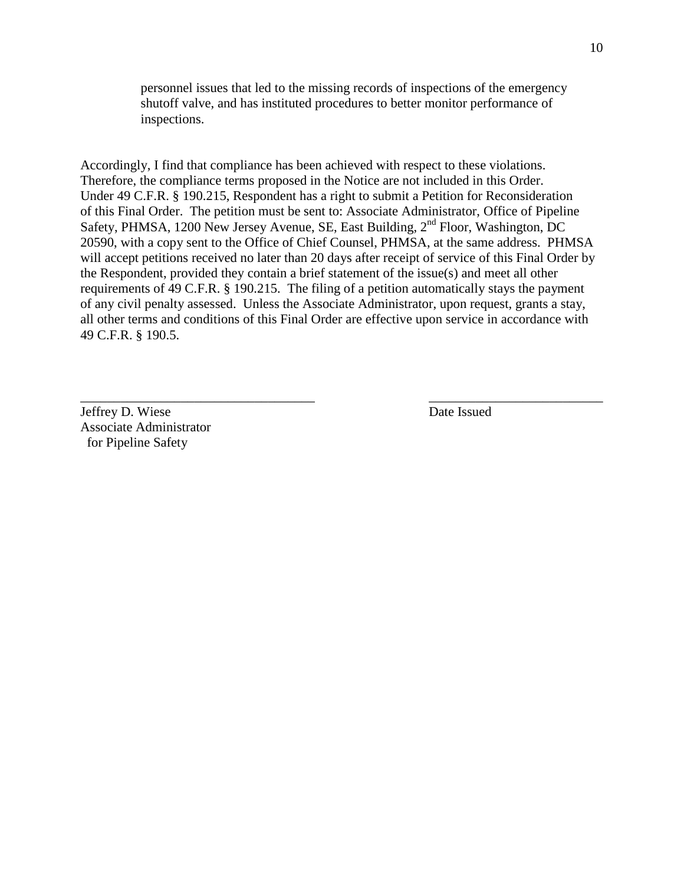personnel issues that led to the missing records of inspections of the emergency shutoff valve, and has instituted procedures to better monitor performance of inspections.

Accordingly, I find that compliance has been achieved with respect to these violations. Therefore, the compliance terms proposed in the Notice are not included in this Order.
Under 49 C.F.R. § 190.215, Respondent has a right to submit a Petition for Reconsideration of this Final Order. The petition must be sent to: Associate Administrator, Office of Pipeline Safety, PHMSA, 1200 New Jersey Avenue, SE, East Building, 2nd Floor, Washington, DC 20590, with a copy sent to the Office of Chief Counsel, PHMSA, at the same address. PHMSA will accept petitions received no later than 20 days after receipt of service of this Final Order by the Respondent, provided they contain a brief statement of the issue(s) and meet all other requirements of 49 C.F.R. § 190.215. The filing of a petition automatically stays the payment of any civil penalty assessed. Unless the Associate Administrator, upon request, grants a stay, all other terms and conditions of this Final Order are effective upon service in accordance with 49 C.F.R. § 190.5.

\_\_\_\_\_\_\_\_\_\_\_\_\_\_\_\_\_\_\_\_\_\_\_\_\_\_\_\_\_\_\_\_\_\_\_\_
Jeffrey D. Wiese
Associate Administrator
for Pipeline Safety

\_\_\_\_\_\_\_\_\_\_\_\_\_\_\_\_\_\_\_\_\_\_\_\_\_\_\_\_
Date Issued